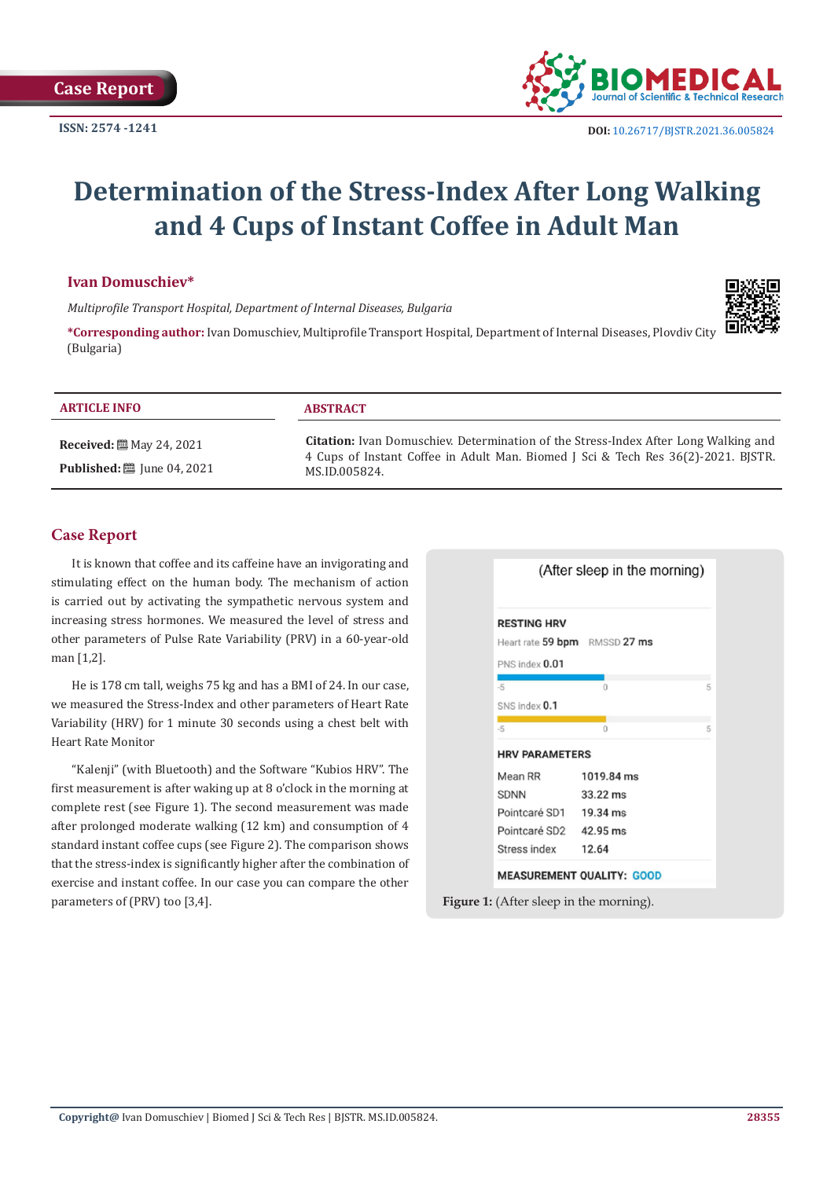Case Report

ISSN: 2574 -1241

DOI: 10.26717/BJSTR.2021.36.005824

# Determination of the Stress-Index After Long Walking and 4 Cups of Instant Coffee in Adult Man

**Ivan Domuschiev***

*Multiprofile Transport Hospital, Department of Internal Diseases, Bulgaria*

***Corresponding author:** Ivan Domuschiev, Multiprofile Transport Hospital, Department of Internal Diseases, Plovdiv City (Bulgaria)

**ARTICLE INFO**

**Received:** May 24, 2021

**Published:** June 04, 2021

**ABSTRACT**

**Citation:** Ivan Domuschiev. Determination of the Stress-Index After Long Walking and 4 Cups of Instant Coffee in Adult Man. Biomed J Sci & Tech Res 36(2)-2021. BJSTR. MS.ID.005824.

## Case Report

It is known that coffee and its caffeine have an invigorating and stimulating effect on the human body. The mechanism of action is carried out by activating the sympathetic nervous system and increasing stress hormones. We measured the level of stress and other parameters of Pulse Rate Variability (PRV) in a 60-year-old man [1,2].

He is 178 cm tall, weighs 75 kg and has a BMI of 24. In our case, we measured the Stress-Index and other parameters of Heart Rate Variability (HRV) for 1 minute 30 seconds using a chest belt with Heart Rate Monitor

"Kalenji" (with Bluetooth) and the Software "Kubios HRV". The first measurement is after waking up at 8 o'clock in the morning at complete rest (see Figure 1). The second measurement was made after prolonged moderate walking (12 km) and consumption of 4 standard instant coffee cups (see Figure 2). The comparison shows that the stress-index is significantly higher after the combination of exercise and instant coffee. In our case you can compare the other parameters of (PRV) too [3,4].

(After sleep in the morning)

RESTING HRV

Heart rate 59 bpm RMSSD 27 ms

PNS index 0.01

-5 0 5

SNS index 0.1

-5 0 5

HRV PARAMETERS

Mean RR 1019.84 ms

SDNN 33.22 ms

Pointcaré SD1 19.34 ms

Pointcaré SD2 42.95 ms

Stress index 12.64

MEASUREMENT QUALITY: GOOD

**Figure 1:** (After sleep in the morning).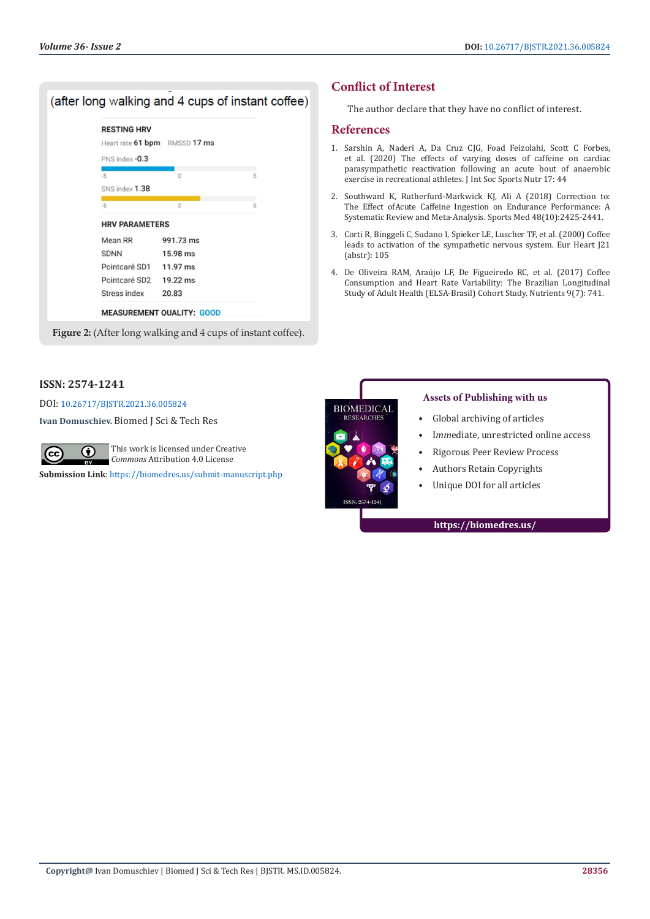(after long walking and 4 cups of instant coffee)

RESTING HRV

Heart rate 61 bpm RMSSD 17 ms

PNS index -0.3

-5 0 5

SNS index 1.38

-5 0 5

HRV PARAMETERS

| | |
|---|---|
| Mean RR | 991.73 ms |
| SDNN | 15.98 ms |
| Pointcaré SD1 | 11.97 ms |
| Pointcaré SD2 | 19.22 ms |
| Stress index | 20.83 |

MEASUREMENT QUALITY: GOOD

**Figure 2:** (After long walking and 4 cups of instant coffee).

## Conflict of Interest

The author declare that they have no conflict of interest.

## References

1. Sarshin A, Naderi A, Da Cruz CJG, Foad Feizolahi, Scott C Forbes, et al. (2020) The effects of varying doses of caffeine on cardiac parasympathetic reactivation following an acute bout of anaerobic exercise in recreational athletes. J Int Soc Sports Nutr 17: 44
2. Southward K, Rutherfurd-Markwick KJ, Ali A (2018) Correction to: The Effect ofAcute Caffeine Ingestion on Endurance Performance: A Systematic Review and Meta-Analysis. Sports Med 48(10):2425-2441.
3. Corti R, Binggeli C, Sudano I, Spieker LE, Luscher TF, et al. (2000) Coffee leads to activation of the sympathetic nervous system. Eur Heart J21 (abstr): 105
4. De Oliveira RAM, Araújo LF, De Figueiredo RC, et al. (2017) Coffee Consumption and Heart Rate Variability: The Brazilian Longitudinal Study of Adult Health (ELSA-Brasil) Cohort Study. Nutrients 9(7): 741.

**ISSN: 2574-1241**

DOI: 10.26717/BJSTR.2021.36.005824

**Ivan Domuschiev.** Biomed J Sci & Tech Res

This work is licensed under Creative *Commons* Attribution 4.0 License

**Submission Link**: https://biomedres.us/submit-manuscript.php

**Assets of Publishing with us**

- Global archiving of articles
- Immediate, unrestricted online access
- Rigorous Peer Review Process
- Authors Retain Copyrights
- Unique DOI for all articles

**https://biomedres.us/**